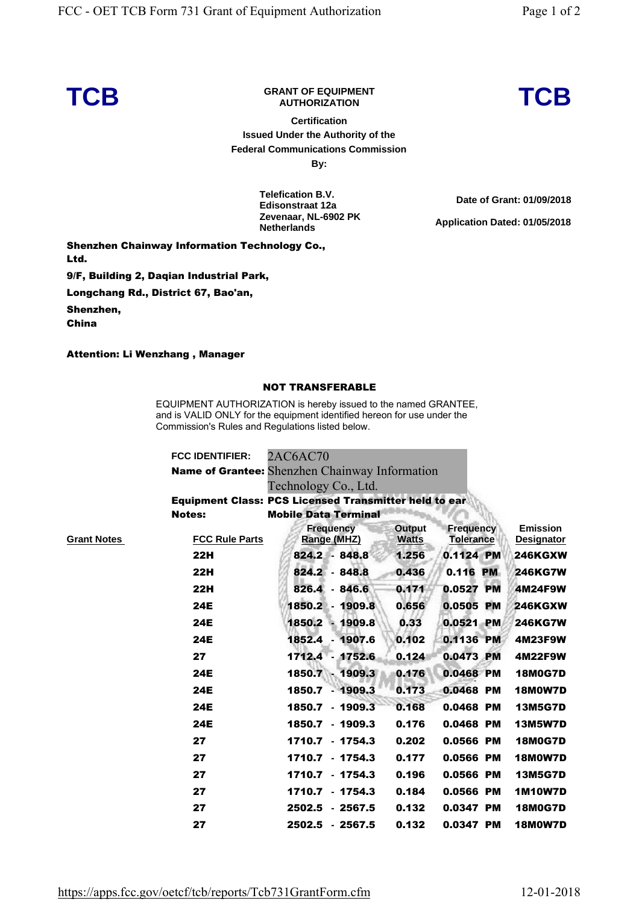**TCB** **GRANT OF EQUIPMENT AUTHORIZATION** **TCB**

**Certification**
**Issued Under the Authority of the**
**Federal Communications Commission**
**By:**

**Telefication B.V.**
**Edisonstraat 12a**
**Zevenaar, NL-6902 PK**
**Netherlands**

**Date of Grant: 01/09/2018**

**Application Dated: 01/05/2018**

**Shenzhen Chainway Information Technology Co., Ltd.**
**9/F, Building 2, Daqian Industrial Park,**
**Longchang Rd., District 67, Bao'an,**
**Shenzhen,**
**China**

**Attention: Li Wenzhang , Manager**

## NOT TRANSFERABLE

EQUIPMENT AUTHORIZATION is hereby issued to the named GRANTEE, and is VALID ONLY for the equipment identified hereon for use under the Commission's Rules and Regulations listed below.

**FCC IDENTIFIER:** 2AC6AC70
**Name of Grantee:** Shenzhen Chainway Information Technology Co., Ltd.
**Equipment Class:** **PCS Licensed Transmitter held to ear**
**Notes:** **Mobile Data Terminal**

| Grant Notes | FCC Rule Parts | Frequency Range (MHZ) | Output Watts | Frequency Tolerance | Emission Designator |
|---|---|---|---|---|---|
| | 22H | 824.2 - 848.8 | 1.256 | 0.1124 PM | 246KGXW |
| | 22H | 824.2 - 848.8 | 0.436 | 0.116 PM | 246KG7W |
| | 22H | 826.4 - 846.6 | 0.171 | 0.0527 PM | 4M24F9W |
| | 24E | 1850.2 - 1909.8 | 0.656 | 0.0505 PM | 246KGXW |
| | 24E | 1850.2 - 1909.8 | 0.33 | 0.0521 PM | 246KG7W |
| | 24E | 1852.4 - 1907.6 | 0.102 | 0.1136 PM | 4M23F9W |
| | 27 | 1712.4 - 1752.6 | 0.124 | 0.0473 PM | 4M22F9W |
| | 24E | 1850.7 - 1909.3 | 0.176 | 0.0468 PM | 18M0G7D |
| | 24E | 1850.7 - 1909.3 | 0.173 | 0.0468 PM | 18M0W7D |
| | 24E | 1850.7 - 1909.3 | 0.168 | 0.0468 PM | 13M5G7D |
| | 24E | 1850.7 - 1909.3 | 0.176 | 0.0468 PM | 13M5W7D |
| | 27 | 1710.7 - 1754.3 | 0.202 | 0.0566 PM | 18M0G7D |
| | 27 | 1710.7 - 1754.3 | 0.177 | 0.0566 PM | 18M0W7D |
| | 27 | 1710.7 - 1754.3 | 0.196 | 0.0566 PM | 13M5G7D |
| | 27 | 1710.7 - 1754.3 | 0.184 | 0.0566 PM | 1M10W7D |
| | 27 | 2502.5 - 2567.5 | 0.132 | 0.0347 PM | 18M0G7D |
| | 27 | 2502.5 - 2567.5 | 0.132 | 0.0347 PM | 18M0W7D |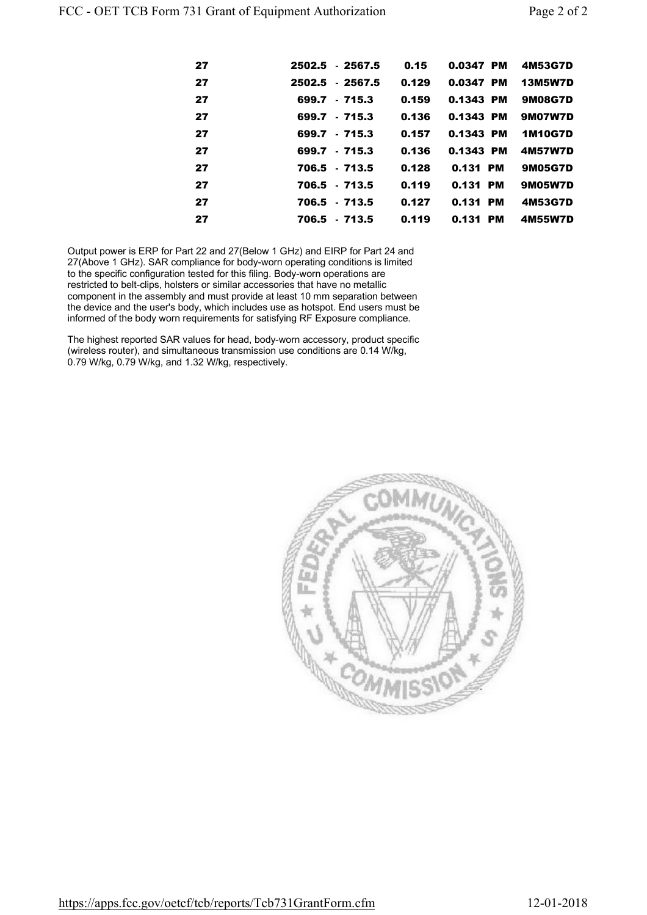| | | | | |
|---|---|---|---|---|
| 27 | 2502.5 - 2567.5 | 0.15 | 0.0347 PM | 4M53G7D |
| 27 | 2502.5 - 2567.5 | 0.129 | 0.0347 PM | 13M5W7D |
| 27 | 699.7 - 715.3 | 0.159 | 0.1343 PM | 9M08G7D |
| 27 | 699.7 - 715.3 | 0.136 | 0.1343 PM | 9M07W7D |
| 27 | 699.7 - 715.3 | 0.157 | 0.1343 PM | 1M10G7D |
| 27 | 699.7 - 715.3 | 0.136 | 0.1343 PM | 4M57W7D |
| 27 | 706.5 - 713.5 | 0.128 | 0.131 PM | 9M05G7D |
| 27 | 706.5 - 713.5 | 0.119 | 0.131 PM | 9M05W7D |
| 27 | 706.5 - 713.5 | 0.127 | 0.131 PM | 4M53G7D |
| 27 | 706.5 - 713.5 | 0.119 | 0.131 PM | 4M55W7D |

Output power is ERP for Part 22 and 27(Below 1 GHz) and EIRP for Part 24 and 27(Above 1 GHz). SAR compliance for body-worn operating conditions is limited to the specific configuration tested for this filing. Body-worn operations are restricted to belt-clips, holsters or similar accessories that have no metallic component in the assembly and must provide at least 10 mm separation between the device and the user's body, which includes use as hotspot. End users must be informed of the body worn requirements for satisfying RF Exposure compliance.

The highest reported SAR values for head, body-worn accessory, product specific (wireless router), and simultaneous transmission use conditions are 0.14 W/kg, 0.79 W/kg, 0.79 W/kg, and 1.32 W/kg, respectively.